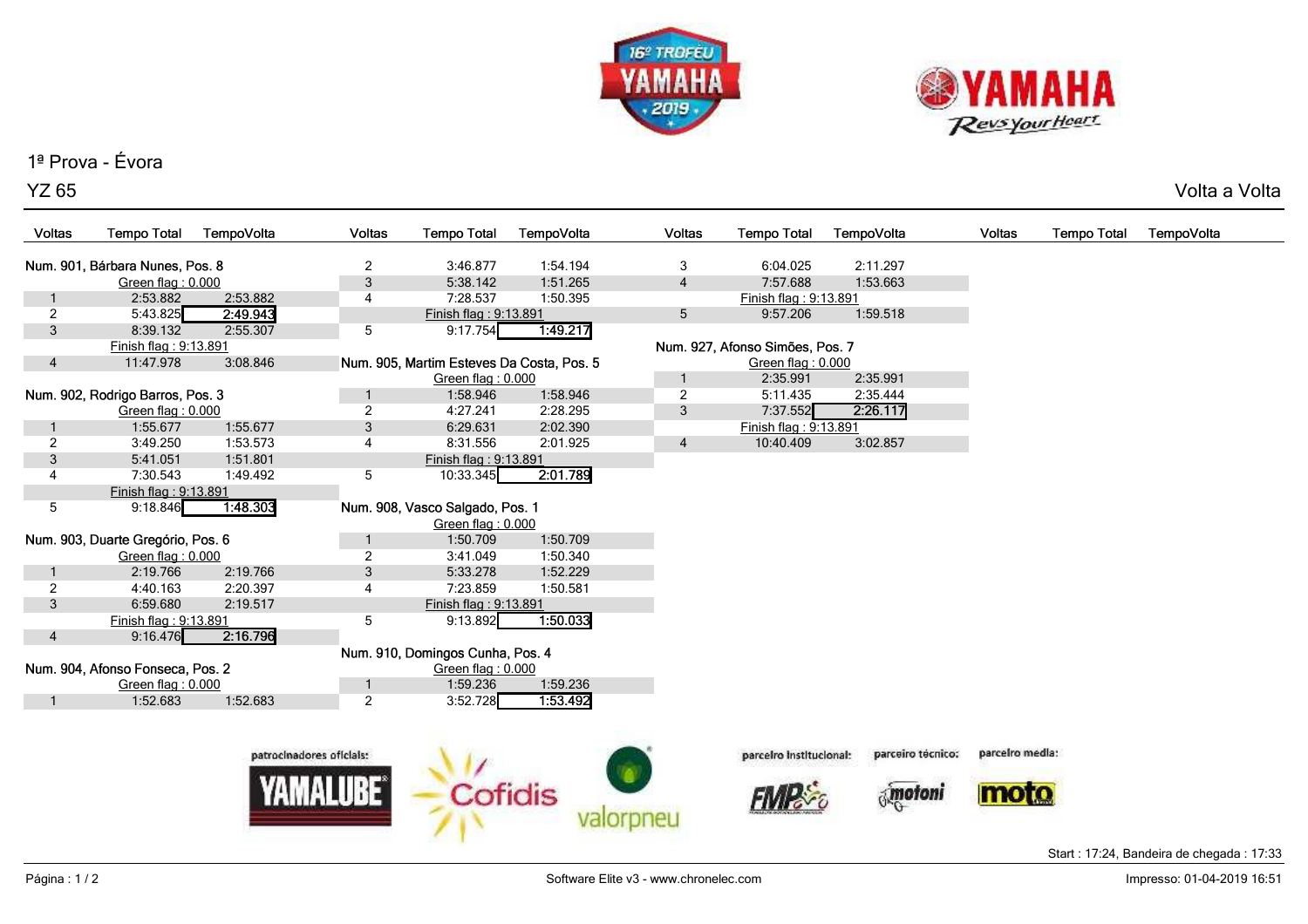1ª Prova - Évora

YZ 65

Volta a Volta

**Num. 901, Bárbara Nunes, Pos. 8**

Green flag : 0.000

| Voltas | Tempo Total | TempoVolta |
|---|---|---|
| 1 | 2:53.882 | 2:53.882 |
| 2 | 5:43.825 | **2:49.943** |
| 3 | 8:39.132 | 2:55.307 |
| | Finish flag : 9:13.891 | |
| 4 | 11:47.978 | 3:08.846 |

**Num. 902, Rodrigo Barros, Pos. 3**

Green flag : 0.000

| Voltas | Tempo Total | TempoVolta |
|---|---|---|
| 1 | 1:55.677 | 1:55.677 |
| 2 | 3:49.250 | 1:53.573 |
| 3 | 5:41.051 | 1:51.801 |
| 4 | 7:30.543 | 1:49.492 |
| | Finish flag : 9:13.891 | |
| 5 | 9:18.846 | **1:48.303** |

**Num. 903, Duarte Gregório, Pos. 6**

Green flag : 0.000

| Voltas | Tempo Total | TempoVolta |
|---|---|---|
| 1 | 2:19.766 | 2:19.766 |
| 2 | 4:40.163 | 2:20.397 |
| 3 | 6:59.680 | 2:19.517 |
| | Finish flag : 9:13.891 | |
| 4 | 9:16.476 | **2:16.796** |

**Num. 904, Afonso Fonseca, Pos. 2**

Green flag : 0.000

| Voltas | Tempo Total | TempoVolta |
|---|---|---|
| 1 | 1:52.683 | 1:52.683 |
| 2 | 3:46.877 | 1:54.194 |
| 3 | 5:38.142 | 1:51.265 |
| 4 | 7:28.537 | 1:50.395 |
| | Finish flag : 9:13.891 | |
| 5 | 9:17.754 | **1:49.217** |

**Num. 905, Martim Esteves Da Costa, Pos. 5**

Green flag : 0.000

| Voltas | Tempo Total | TempoVolta |
|---|---|---|
| 1 | 1:58.946 | 1:58.946 |
| 2 | 4:27.241 | 2:28.295 |
| 3 | 6:29.631 | 2:02.390 |
| 4 | 8:31.556 | 2:01.925 |
| | Finish flag : 9:13.891 | |
| 5 | 10:33.345 | **2:01.789** |

**Num. 908, Vasco Salgado, Pos. 1**

Green flag : 0.000

| Voltas | Tempo Total | TempoVolta |
|---|---|---|
| 1 | 1:50.709 | 1:50.709 |
| 2 | 3:41.049 | 1:50.340 |
| 3 | 5:33.278 | 1:52.229 |
| 4 | 7:23.859 | 1:50.581 |
| | Finish flag : 9:13.891 | |
| 5 | 9:13.892 | **1:50.033** |

**Num. 910, Domingos Cunha, Pos. 4**

Green flag : 0.000

| Voltas | Tempo Total | TempoVolta |
|---|---|---|
| 1 | 1:59.236 | 1:59.236 |
| 2 | 3:52.728 | **1:53.492** |
| 3 | 6:04.025 | 2:11.297 |
| 4 | 7:57.688 | 1:53.663 |
| | Finish flag : 9:13.891 | |
| 5 | 9:57.206 | 1:59.518 |

**Num. 927, Afonso Simões, Pos. 7**

Green flag : 0.000

| Voltas | Tempo Total | TempoVolta |
|---|---|---|
| 1 | 2:35.991 | 2:35.991 |
| 2 | 5:11.435 | 2:35.444 |
| 3 | 7:37.552 | **2:26.117** |
| | Finish flag : 9:13.891 | |
| 4 | 10:40.409 | 3:02.857 |

patrocinadores oficiais: YAMALUBE, Cofidis, valorpneu — parceiro institucional: FMP — parceiro técnico: motoni — parceiro media: moto

Start : 17:24, Bandeira de chegada : 17:33

Software Elite v3 - www.chronelec.com

Impresso: 01-04-2019 16:51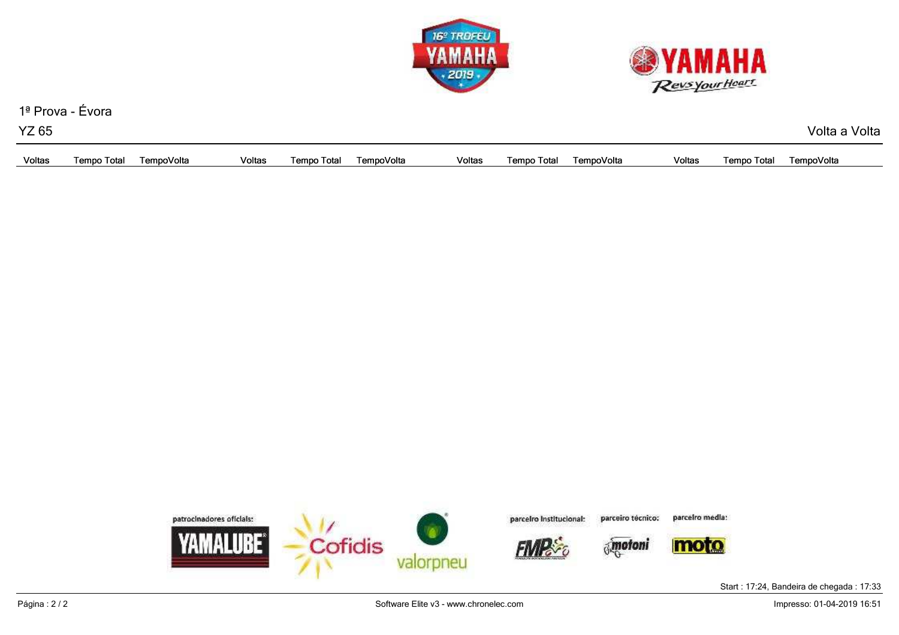1ª Prova - Évora

YZ 65

Volta a Volta

| Voltas | Tempo Total | TempoVolta | Voltas | Tempo Total | TempoVolta | Voltas | Tempo Total | TempoVolta | Voltas | Tempo Total | TempoVolta |
|---|---|---|---|---|---|---|---|---|---|---|---|

patrocinadores oficiais: YAMALUBE Cofidis valorpneu

parceiro institucional: FMP

parceiro técnico: motoni

parceiro media: moto

Start : 17:24, Bandeira de chegada : 17:33

Software Elite v3 - www.chronelec.com

Impresso: 01-04-2019 16:51